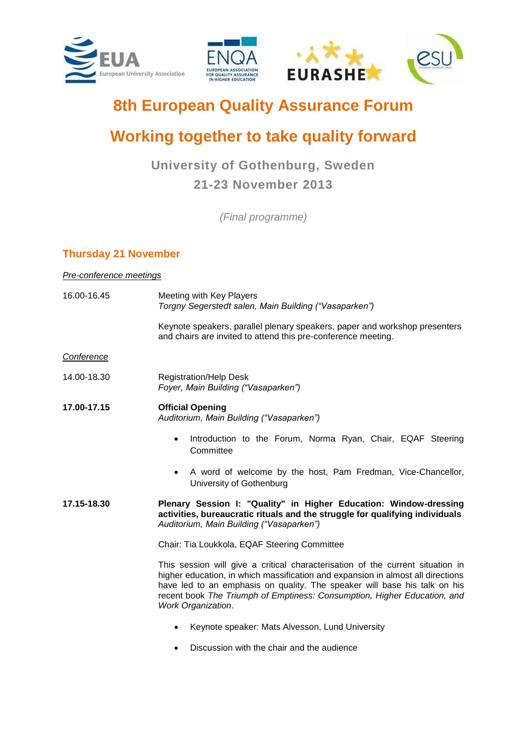# 8th European Quality Assurance Forum

# Working together to take quality forward

### University of Gothenburg, Sweden

### 21-23 November 2013

*(Final programme)*

## Thursday 21 November

*Pre-conference meetings*

16.00-16.45 Meeting with Key Players
*Torgny Segerstedt salen, Main Building ("Vasaparken")*

Keynote speakers, parallel plenary speakers, paper and workshop presenters and chairs are invited to attend this pre-conference meeting.

*Conference*

14.00-18.30 Registration/Help Desk
*Foyer, Main Building ("Vasaparken")*

**17.00-17.15** **Official Opening**
*Auditorium, Main Building ("Vasaparken")*

- Introduction to the Forum, Norma Ryan, Chair, EQAF Steering Committee
- A word of welcome by the host, Pam Fredman, Vice-Chancellor, University of Gothenburg

**17.15-18.30** **Plenary Session I: "Quality" in Higher Education: Window-dressing activities, bureaucratic rituals and the struggle for qualifying individuals**
*Auditorium, Main Building ("Vasaparken")*

Chair: Tia Loukkola, EQAF Steering Committee

This session will give a critical characterisation of the current situation in higher education, in which massification and expansion in almost all directions have led to an emphasis on quality. The speaker will base his talk on his recent book *The Triumph of Emptiness: Consumption, Higher Education, and Work Organization*.

- Keynote speaker: Mats Alvesson, Lund University
- Discussion with the chair and the audience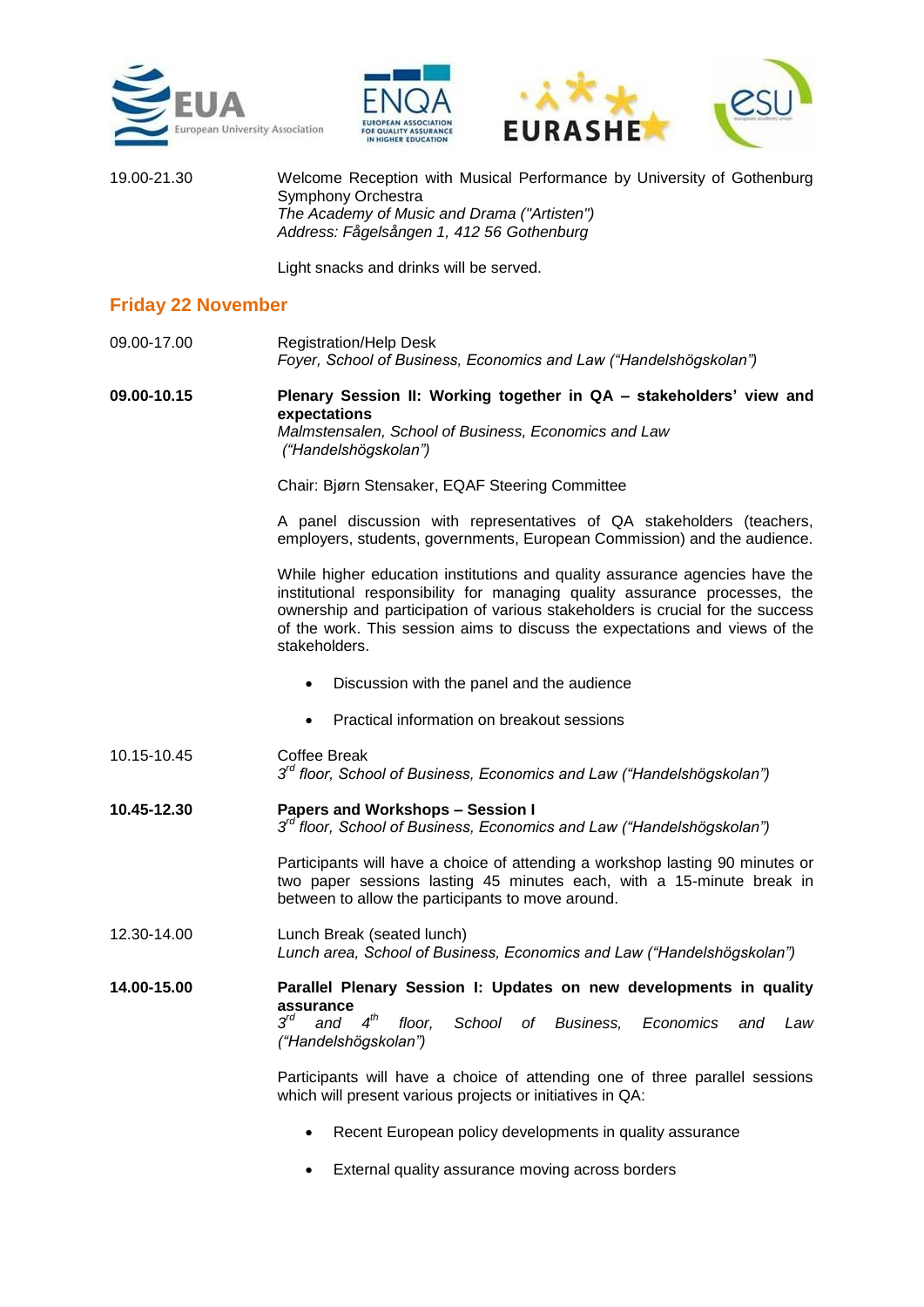19.00-21.30 Welcome Reception with Musical Performance by University of Gothenburg Symphony Orchestra
*The Academy of Music and Drama ("Artisten")*
*Address: Fågelsången 1, 412 56 Gothenburg*

Light snacks and drinks will be served.

## Friday 22 November

09.00-17.00 Registration/Help Desk
*Foyer, School of Business, Economics and Law ("Handelshögskolan")*

**09.00-10.15** **Plenary Session II: Working together in QA – stakeholders' view and expectations**
*Malmstensalen, School of Business, Economics and Law ("Handelshögskolan")*

Chair: Bjørn Stensaker, EQAF Steering Committee

A panel discussion with representatives of QA stakeholders (teachers, employers, students, governments, European Commission) and the audience.

While higher education institutions and quality assurance agencies have the institutional responsibility for managing quality assurance processes, the ownership and participation of various stakeholders is crucial for the success of the work. This session aims to discuss the expectations and views of the stakeholders.

- Discussion with the panel and the audience
- Practical information on breakout sessions

10.15-10.45 Coffee Break
*3rd floor, School of Business, Economics and Law ("Handelshögskolan")*

**10.45-12.30** **Papers and Workshops – Session I**
*3rd floor, School of Business, Economics and Law ("Handelshögskolan")*

Participants will have a choice of attending a workshop lasting 90 minutes or two paper sessions lasting 45 minutes each, with a 15-minute break in between to allow the participants to move around.

12.30-14.00 Lunch Break (seated lunch)
*Lunch area, School of Business, Economics and Law ("Handelshögskolan")*

**14.00-15.00** **Parallel Plenary Session I: Updates on new developments in quality assurance**
*3rd and 4th floor, School of Business, Economics and Law ("Handelshögskolan")*

Participants will have a choice of attending one of three parallel sessions which will present various projects or initiatives in QA:

- Recent European policy developments in quality assurance
- External quality assurance moving across borders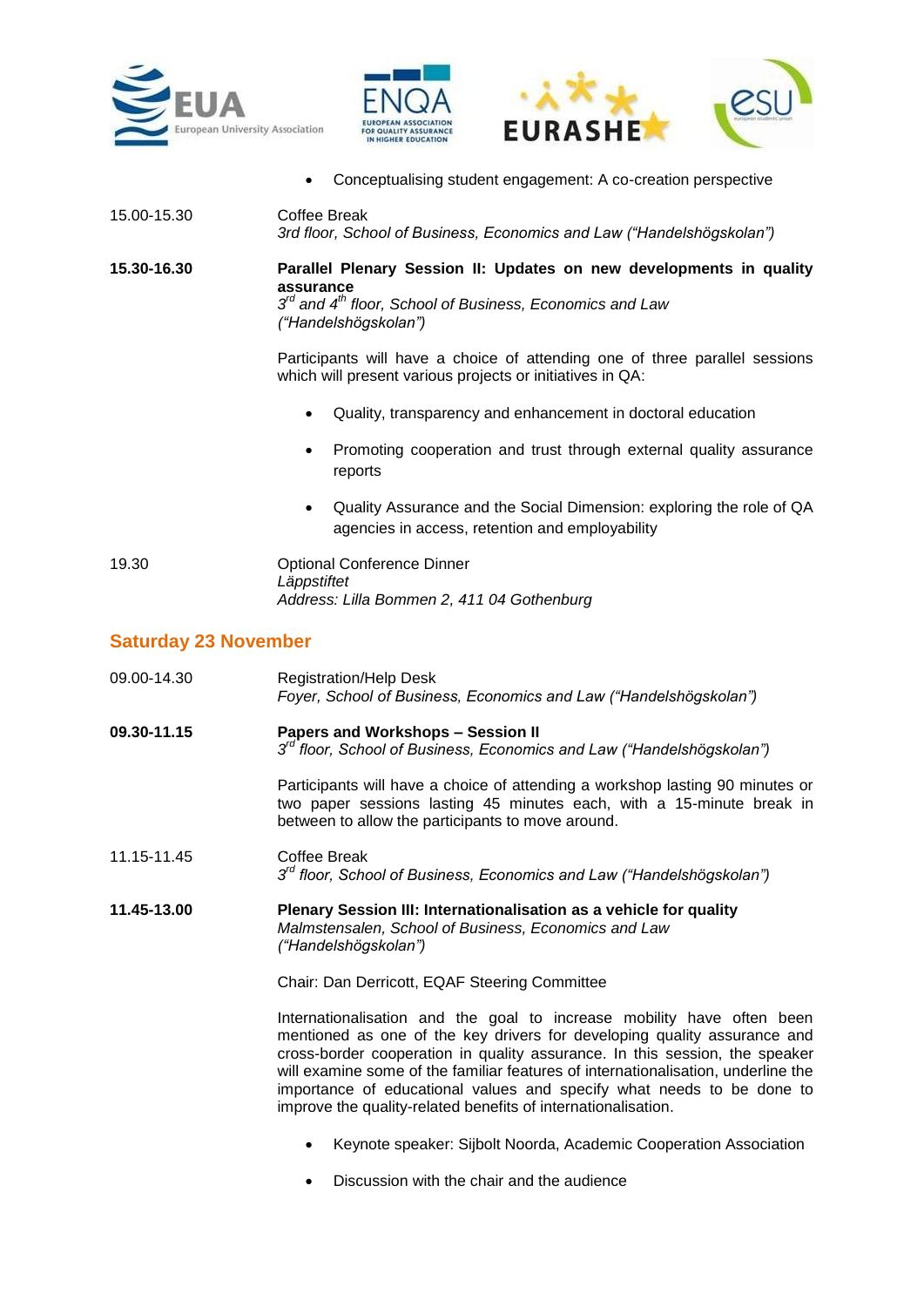- Conceptualising student engagement: A co-creation perspective

15.00-15.30 Coffee Break
*3rd floor, School of Business, Economics and Law ("Handelshögskolan")*

**15.30-16.30 Parallel Plenary Session II: Updates on new developments in quality assurance**
*3rd and 4th floor, School of Business, Economics and Law ("Handelshögskolan")*

Participants will have a choice of attending one of three parallel sessions which will present various projects or initiatives in QA:

- Quality, transparency and enhancement in doctoral education
- Promoting cooperation and trust through external quality assurance reports
- Quality Assurance and the Social Dimension: exploring the role of QA agencies in access, retention and employability

19.30 Optional Conference Dinner
*Läppstiftet*
*Address: Lilla Bommen 2, 411 04 Gothenburg*

## Saturday 23 November

09.00-14.30 Registration/Help Desk
*Foyer, School of Business, Economics and Law ("Handelshögskolan")*

**09.30-11.15 Papers and Workshops – Session II**
*3rd floor, School of Business, Economics and Law ("Handelshögskolan")*

Participants will have a choice of attending a workshop lasting 90 minutes or two paper sessions lasting 45 minutes each, with a 15-minute break in between to allow the participants to move around.

11.15-11.45 Coffee Break
*3rd floor, School of Business, Economics and Law ("Handelshögskolan")*

**11.45-13.00 Plenary Session III: Internationalisation as a vehicle for quality**
*Malmstensalen, School of Business, Economics and Law ("Handelshögskolan")*

Chair: Dan Derricott, EQAF Steering Committee

Internationalisation and the goal to increase mobility have often been mentioned as one of the key drivers for developing quality assurance and cross-border cooperation in quality assurance. In this session, the speaker will examine some of the familiar features of internationalisation, underline the importance of educational values and specify what needs to be done to improve the quality-related benefits of internationalisation.

- Keynote speaker: Sijbolt Noorda, Academic Cooperation Association
- Discussion with the chair and the audience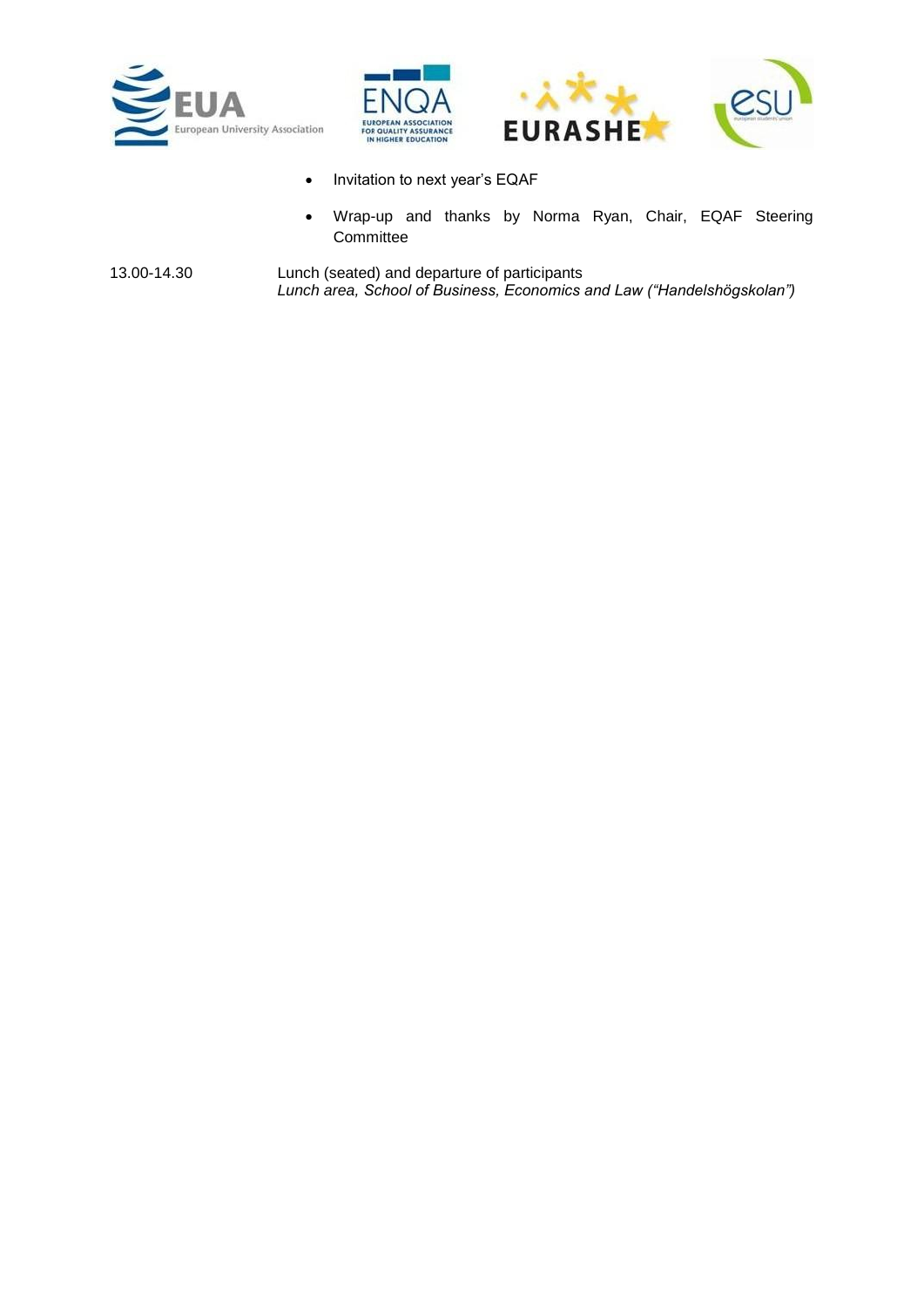- Invitation to next year's EQAF
- Wrap-up and thanks by Norma Ryan, Chair, EQAF Steering Committee

13.00-14.30 Lunch (seated) and departure of participants
*Lunch area, School of Business, Economics and Law ("Handelshögskolan")*